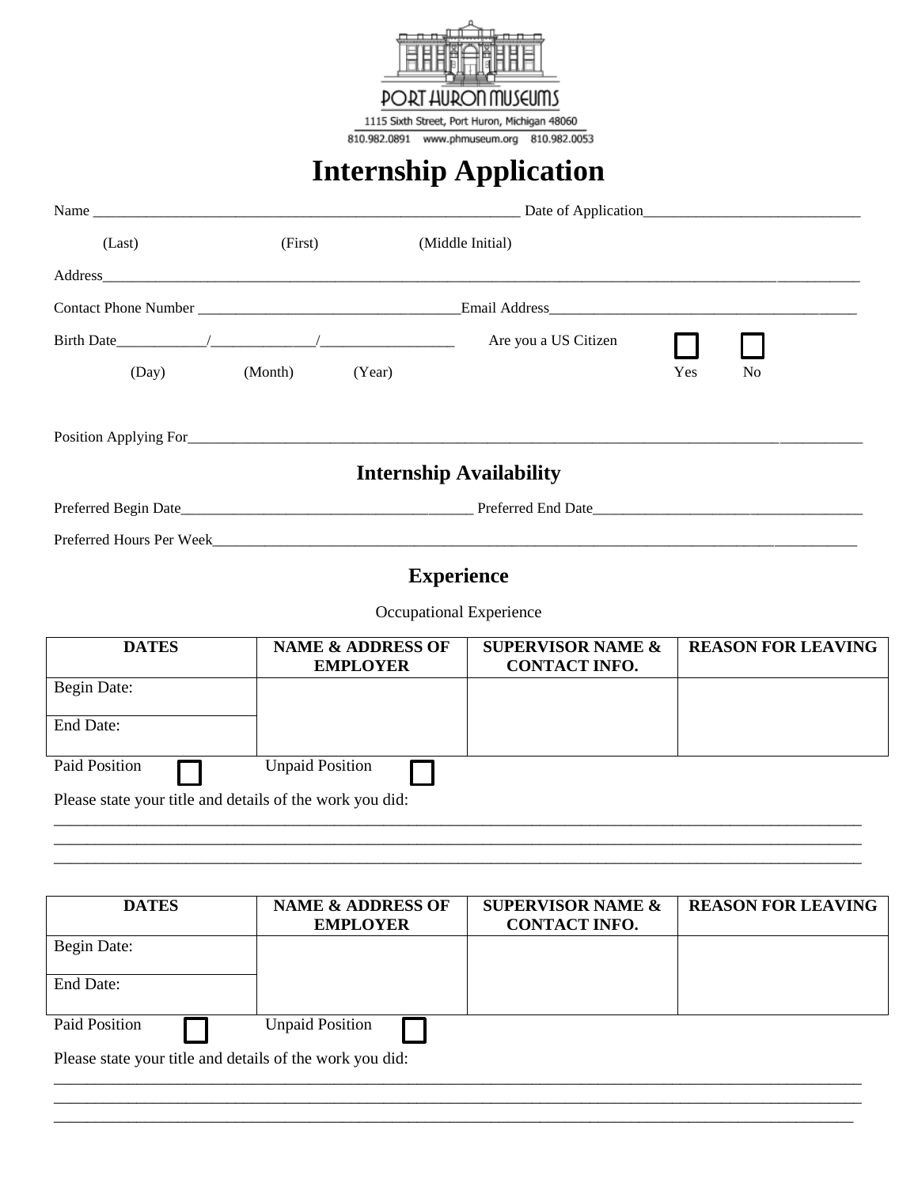PORT HURON MUSEUMS

1115 Sixth Street, Port Huron, Michigan 48060

810.982.0891 www.phmuseum.org 810.982.0053

# Internship Application

Name ____________________________________________________________ Date of Application______________________________

(Last) (First) (Middle Initial)

Address___________________________________________________________________________________________________________

Contact Phone Number ____________________________________Email Address__________________________________________

Birth Date____________/______________/__________________ Are you a US Citizen ☐ Yes ☐ No

(Day) (Month) (Year)

Position Applying For_____________________________________________________________________________________________

## Internship Availability

Preferred Begin Date________________________________________ Preferred End Date_____________________________________

Preferred Hours Per Week__________________________________________________________________________________________

## Experience

Occupational Experience

| DATES | NAME & ADDRESS OF EMPLOYER | SUPERVISOR NAME & CONTACT INFO. | REASON FOR LEAVING |
|---|---|---|---|
| Begin Date: | | | |
| End Date: | | | |

Paid Position ☐ Unpaid Position ☐

Please state your title and details of the work you did:

___________________________________________________________________________________________________________

___________________________________________________________________________________________________________

___________________________________________________________________________________________________________

| DATES | NAME & ADDRESS OF EMPLOYER | SUPERVISOR NAME & CONTACT INFO. | REASON FOR LEAVING |
|---|---|---|---|
| Begin Date: | | | |
| End Date: | | | |

Paid Position ☐ Unpaid Position ☐

Please state your title and details of the work you did:

___________________________________________________________________________________________________________

___________________________________________________________________________________________________________

___________________________________________________________________________________________________________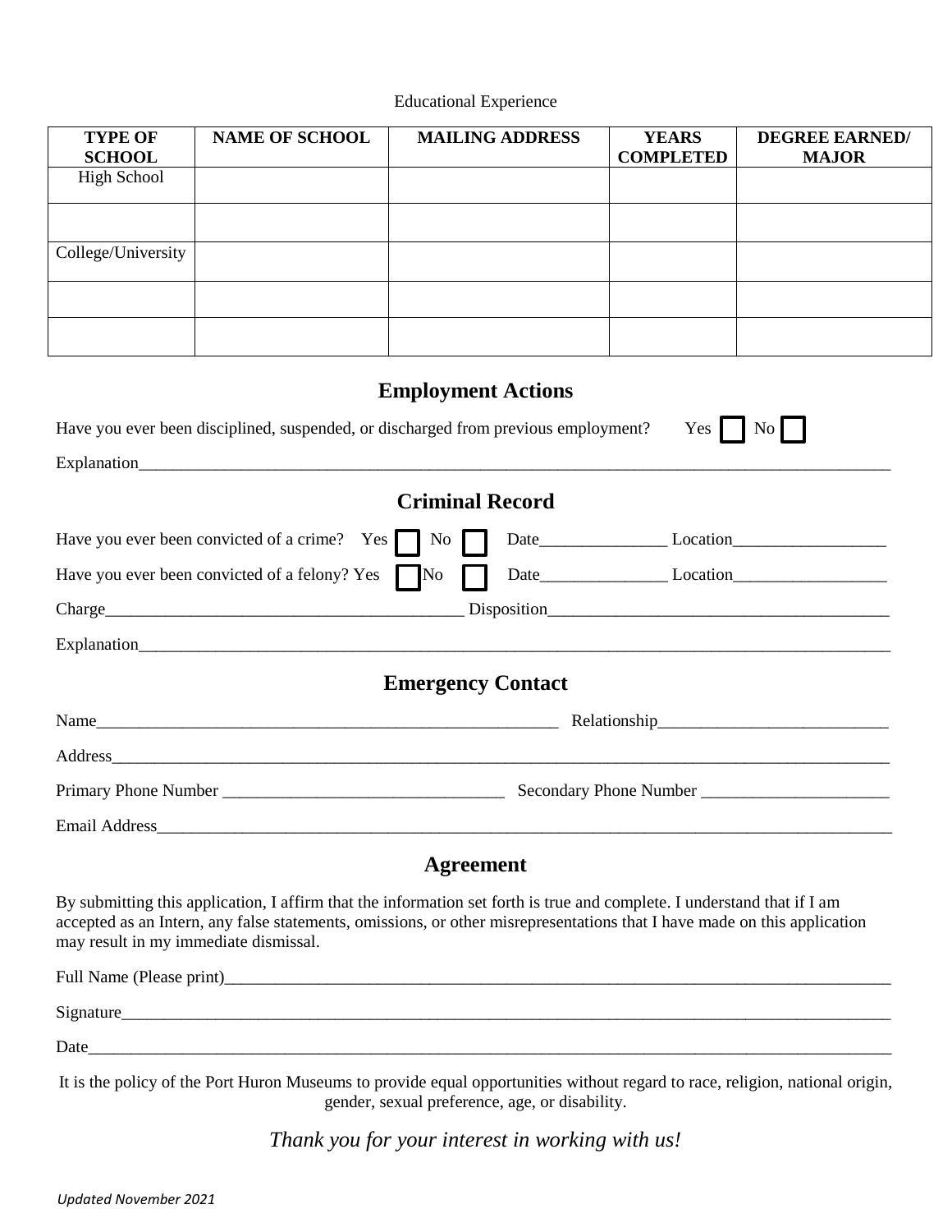Educational Experience

| TYPE OF SCHOOL | NAME OF SCHOOL | MAILING ADDRESS | YEARS COMPLETED | DEGREE EARNED/ MAJOR |
| --- | --- | --- | --- | --- |
| High School | | | | |
| | | | | |
| College/University | | | | |
| | | | | |
| | | | | |

## Employment Actions

Have you ever been disciplined, suspended, or discharged from previous employment? Yes ☐ No ☐

Explanation_______________________________________________________________________________________

## Criminal Record

Have you ever been convicted of a crime? Yes ☐ No ☐ Date_______________ Location__________________

Have you ever been convicted of a felony? Yes ☐ No ☐ Date_______________ Location__________________

Charge__________________________________________ Disposition_______________________________________

Explanation_______________________________________________________________________________________

## Emergency Contact

Name________________________________________________________ Relationship___________________________

Address__________________________________________________________________________________________

Primary Phone Number _________________________________ Secondary Phone Number ______________________

Email Address_____________________________________________________________________________________

## Agreement

By submitting this application, I affirm that the information set forth is true and complete. I understand that if I am accepted as an Intern, any false statements, omissions, or other misrepresentations that I have made on this application may result in my immediate dismissal.

Full Name (Please print)___________________________________________________________________________

Signature________________________________________________________________________________________

Date____________________________________________________________________________________________

It is the policy of the Port Huron Museums to provide equal opportunities without regard to race, religion, national origin, gender, sexual preference, age, or disability.

*Thank you for your interest in working with us!*

*Updated November 2021*